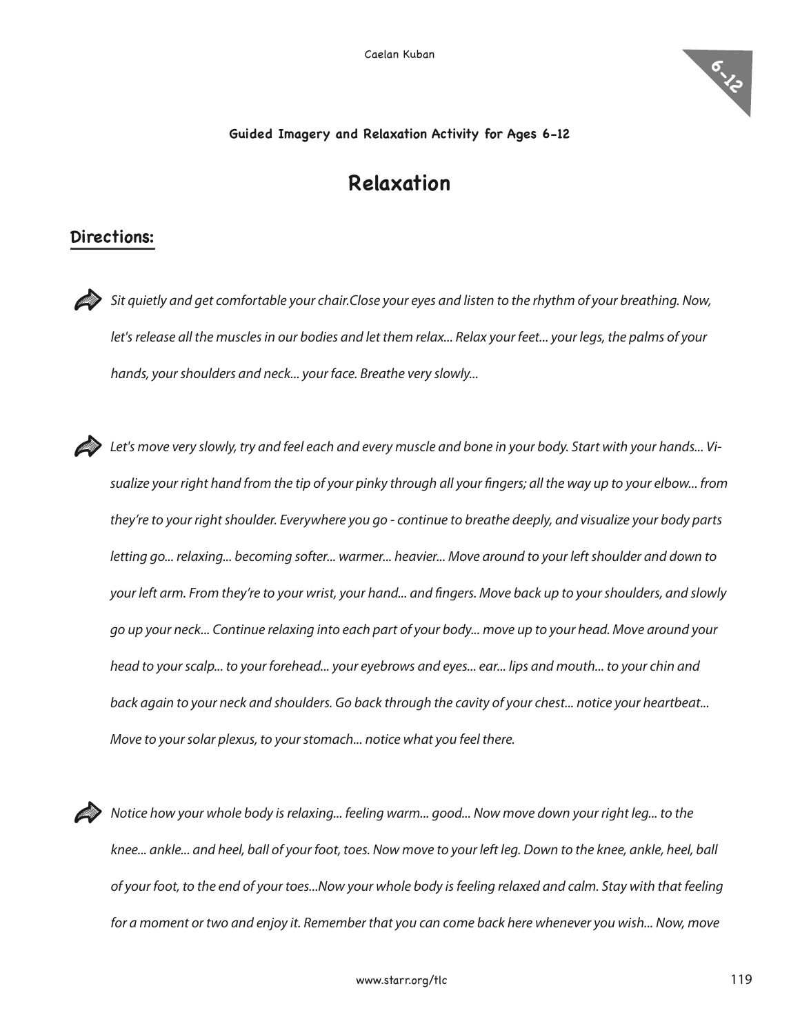Caelan Kuban

**Guided Imagery and Relaxation Activity for Ages 6-12**

# Relaxation

## Directions:

*Sit quietly and get comfortable your chair.Close your eyes and listen to the rhythm of your breathing. Now, let's release all the muscles in our bodies and let them relax... Relax your feet... your legs, the palms of your hands, your shoulders and neck... your face. Breathe very slowly...*

*Let's move very slowly, try and feel each and every muscle and bone in your body. Start with your hands... Visualize your right hand from the tip of your pinky through all your fingers; all the way up to your elbow... from they're to your right shoulder. Everywhere you go - continue to breathe deeply, and visualize your body parts letting go... relaxing... becoming softer... warmer... heavier... Move around to your left shoulder and down to your left arm. From they're to your wrist, your hand... and fingers. Move back up to your shoulders, and slowly go up your neck... Continue relaxing into each part of your body... move up to your head. Move around your head to your scalp... to your forehead... your eyebrows and eyes... ear... lips and mouth... to your chin and back again to your neck and shoulders. Go back through the cavity of your chest... notice your heartbeat... Move to your solar plexus, to your stomach... notice what you feel there.*

*Notice how your whole body is relaxing... feeling warm... good... Now move down your right leg... to the knee... ankle... and heel, ball of your foot, toes. Now move to your left leg. Down to the knee, ankle, heel, ball of your foot, to the end of your toes...Now your whole body is feeling relaxed and calm. Stay with that feeling for a moment or two and enjoy it. Remember that you can come back here whenever you wish... Now, move*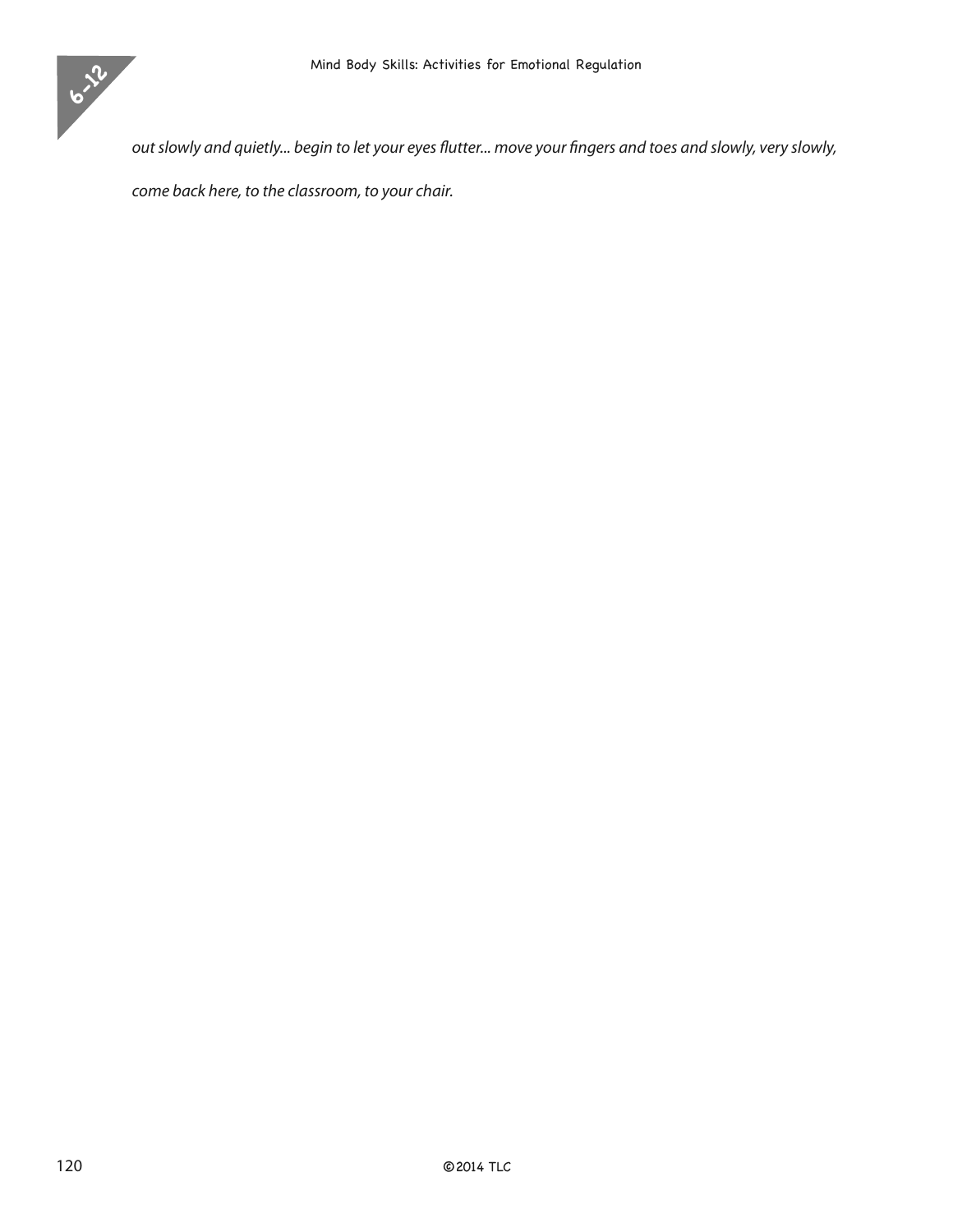*out slowly and quietly... begin to let your eyes flutter... move your fingers and toes and slowly, very slowly, come back here, to the classroom, to your chair.*